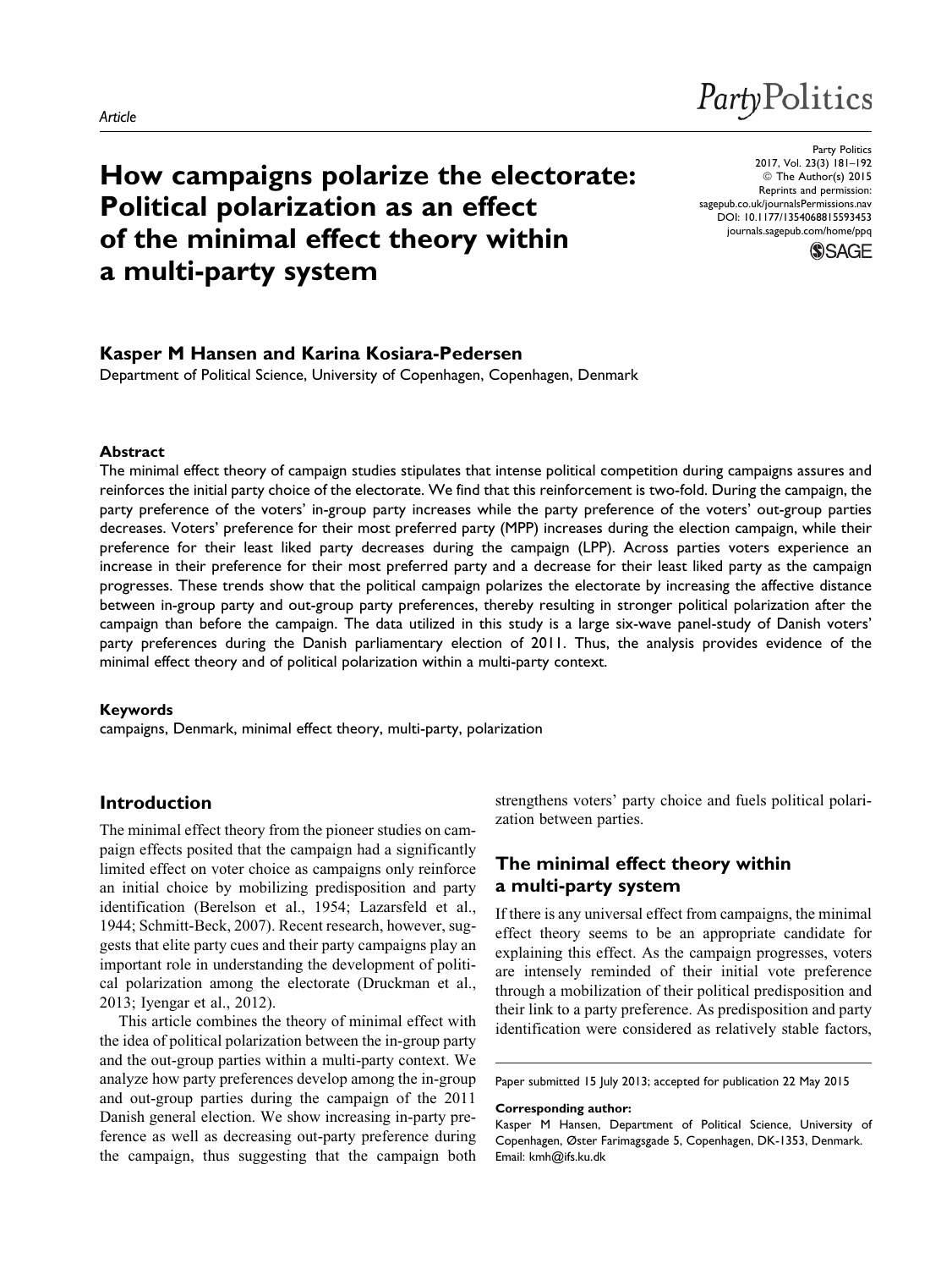Article

# How campaigns polarize the electorate: Political polarization as an effect of the minimal effect theory within a multi-party system

**Kasper M Hansen and Karina Kosiara-Pedersen**

Department of Political Science, University of Copenhagen, Copenhagen, Denmark

### Abstract

The minimal effect theory of campaign studies stipulates that intense political competition during campaigns assures and reinforces the initial party choice of the electorate. We find that this reinforcement is two-fold. During the campaign, the party preference of the voters' in-group party increases while the party preference of the voters' out-group parties decreases. Voters' preference for their most preferred party (MPP) increases during the election campaign, while their preference for their least liked party decreases during the campaign (LPP). Across parties voters experience an increase in their preference for their most preferred party and a decrease for their least liked party as the campaign progresses. These trends show that the political campaign polarizes the electorate by increasing the affective distance between in-group party and out-group party preferences, thereby resulting in stronger political polarization after the campaign than before the campaign. The data utilized in this study is a large six-wave panel-study of Danish voters' party preferences during the Danish parliamentary election of 2011. Thus, the analysis provides evidence of the minimal effect theory and of political polarization within a multi-party context.

### Keywords

campaigns, Denmark, minimal effect theory, multi-party, polarization

## Introduction

The minimal effect theory from the pioneer studies on campaign effects posited that the campaign had a significantly limited effect on voter choice as campaigns only reinforce an initial choice by mobilizing predisposition and party identification (Berelson et al., 1954; Lazarsfeld et al., 1944; Schmitt-Beck, 2007). Recent research, however, suggests that elite party cues and their party campaigns play an important role in understanding the development of political polarization among the electorate (Druckman et al., 2013; Iyengar et al., 2012).

This article combines the theory of minimal effect with the idea of political polarization between the in-group party and the out-group parties within a multi-party context. We analyze how party preferences develop among the in-group and out-group parties during the campaign of the 2011 Danish general election. We show increasing in-party preference as well as decreasing out-party preference during the campaign, thus suggesting that the campaign both strengthens voters' party choice and fuels political polarization between parties.

## The minimal effect theory within a multi-party system

If there is any universal effect from campaigns, the minimal effect theory seems to be an appropriate candidate for explaining this effect. As the campaign progresses, voters are intensely reminded of their initial vote preference through a mobilization of their political predisposition and their link to a party preference. As predisposition and party identification were considered as relatively stable factors,

Paper submitted 15 July 2013; accepted for publication 22 May 2015

**Corresponding author:**
Kasper M Hansen, Department of Political Science, University of Copenhagen, Øster Farimagsgade 5, Copenhagen, DK-1353, Denmark.
Email: kmh@ifs.ku.dk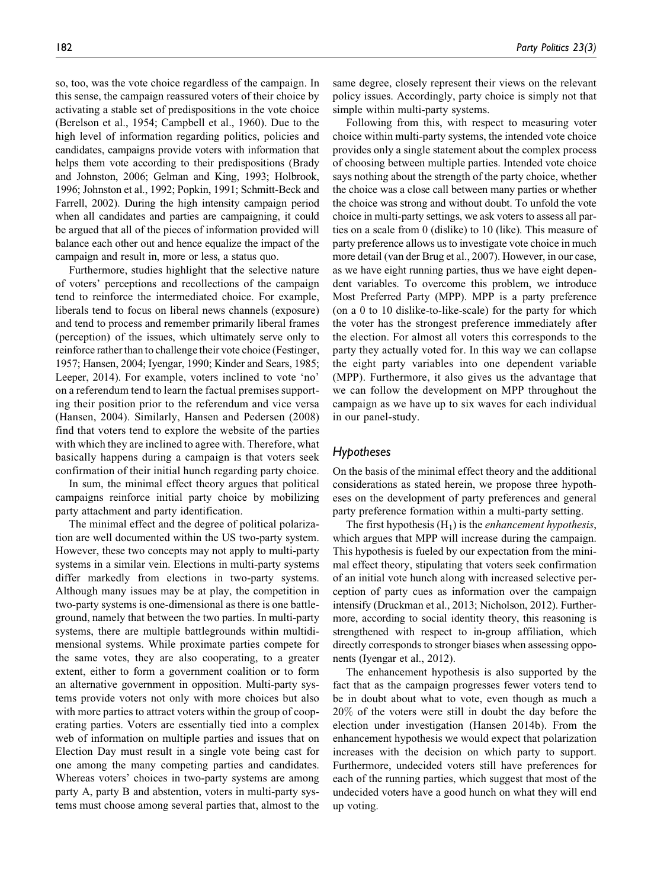so, too, was the vote choice regardless of the campaign. In this sense, the campaign reassured voters of their choice by activating a stable set of predispositions in the vote choice (Berelson et al., 1954; Campbell et al., 1960). Due to the high level of information regarding politics, policies and candidates, campaigns provide voters with information that helps them vote according to their predispositions (Brady and Johnston, 2006; Gelman and King, 1993; Holbrook, 1996; Johnston et al., 1992; Popkin, 1991; Schmitt-Beck and Farrell, 2002). During the high intensity campaign period when all candidates and parties are campaigning, it could be argued that all of the pieces of information provided will balance each other out and hence equalize the impact of the campaign and result in, more or less, a status quo.

Furthermore, studies highlight that the selective nature of voters' perceptions and recollections of the campaign tend to reinforce the intermediated choice. For example, liberals tend to focus on liberal news channels (exposure) and tend to process and remember primarily liberal frames (perception) of the issues, which ultimately serve only to reinforce rather than to challenge their vote choice (Festinger, 1957; Hansen, 2004; Iyengar, 1990; Kinder and Sears, 1985; Leeper, 2014). For example, voters inclined to vote 'no' on a referendum tend to learn the factual premises supporting their position prior to the referendum and vice versa (Hansen, 2004). Similarly, Hansen and Pedersen (2008) find that voters tend to explore the website of the parties with which they are inclined to agree with. Therefore, what basically happens during a campaign is that voters seek confirmation of their initial hunch regarding party choice.

In sum, the minimal effect theory argues that political campaigns reinforce initial party choice by mobilizing party attachment and party identification.

The minimal effect and the degree of political polarization are well documented within the US two-party system. However, these two concepts may not apply to multi-party systems in a similar vein. Elections in multi-party systems differ markedly from elections in two-party systems. Although many issues may be at play, the competition in two-party systems is one-dimensional as there is one battleground, namely that between the two parties. In multi-party systems, there are multiple battlegrounds within multidimensional systems. While proximate parties compete for the same votes, they are also cooperating, to a greater extent, either to form a government coalition or to form an alternative government in opposition. Multi-party systems provide voters not only with more choices but also with more parties to attract voters within the group of cooperating parties. Voters are essentially tied into a complex web of information on multiple parties and issues that on Election Day must result in a single vote being cast for one among the many competing parties and candidates. Whereas voters' choices in two-party systems are among party A, party B and abstention, voters in multi-party systems must choose among several parties that, almost to the same degree, closely represent their views on the relevant policy issues. Accordingly, party choice is simply not that simple within multi-party systems.

Following from this, with respect to measuring voter choice within multi-party systems, the intended vote choice provides only a single statement about the complex process of choosing between multiple parties. Intended vote choice says nothing about the strength of the party choice, whether the choice was a close call between many parties or whether the choice was strong and without doubt. To unfold the vote choice in multi-party settings, we ask voters to assess all parties on a scale from 0 (dislike) to 10 (like). This measure of party preference allows us to investigate vote choice in much more detail (van der Brug et al., 2007). However, in our case, as we have eight running parties, thus we have eight dependent variables. To overcome this problem, we introduce Most Preferred Party (MPP). MPP is a party preference (on a 0 to 10 dislike-to-like-scale) for the party for which the voter has the strongest preference immediately after the election. For almost all voters this corresponds to the party they actually voted for. In this way we can collapse the eight party variables into one dependent variable (MPP). Furthermore, it also gives us the advantage that we can follow the development on MPP throughout the campaign as we have up to six waves for each individual in our panel-study.

## Hypotheses

On the basis of the minimal effect theory and the additional considerations as stated herein, we propose three hypotheses on the development of party preferences and general party preference formation within a multi-party setting.

The first hypothesis ($H_1$) is the *enhancement hypothesis*, which argues that MPP will increase during the campaign. This hypothesis is fueled by our expectation from the minimal effect theory, stipulating that voters seek confirmation of an initial vote hunch along with increased selective perception of party cues as information over the campaign intensify (Druckman et al., 2013; Nicholson, 2012). Furthermore, according to social identity theory, this reasoning is strengthened with respect to in-group affiliation, which directly corresponds to stronger biases when assessing opponents (Iyengar et al., 2012).

The enhancement hypothesis is also supported by the fact that as the campaign progresses fewer voters tend to be in doubt about what to vote, even though as much a 20% of the voters were still in doubt the day before the election under investigation (Hansen 2014b). From the enhancement hypothesis we would expect that polarization increases with the decision on which party to support. Furthermore, undecided voters still have preferences for each of the running parties, which suggest that most of the undecided voters have a good hunch on what they will end up voting.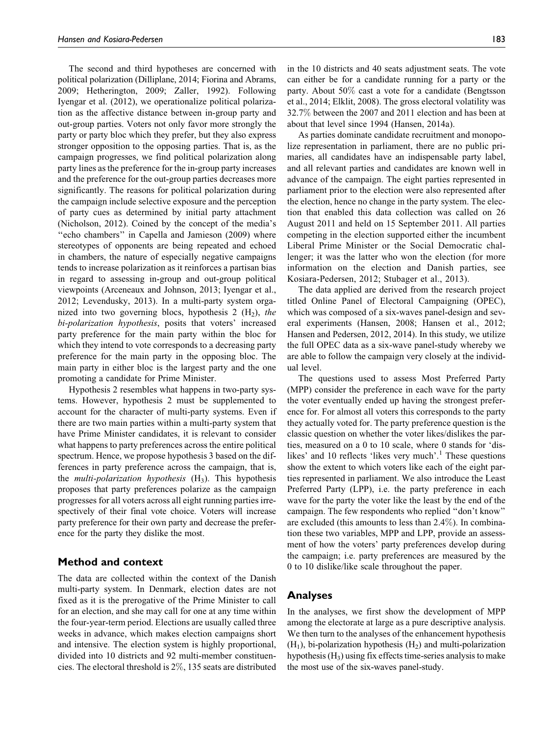The second and third hypotheses are concerned with political polarization (Dilliplane, 2014; Fiorina and Abrams, 2009; Hetherington, 2009; Zaller, 1992). Following Iyengar et al. (2012), we operationalize political polarization as the affective distance between in-group party and out-group parties. Voters not only favor more strongly the party or party bloc which they prefer, but they also express stronger opposition to the opposing parties. That is, as the campaign progresses, we find political polarization along party lines as the preference for the in-group party increases and the preference for the out-group parties decreases more significantly. The reasons for political polarization during the campaign include selective exposure and the perception of party cues as determined by initial party attachment (Nicholson, 2012). Coined by the concept of the media's "echo chambers" in Capella and Jamieson (2009) where stereotypes of opponents are being repeated and echoed in chambers, the nature of especially negative campaigns tends to increase polarization as it reinforces a partisan bias in regard to assessing in-group and out-group political viewpoints (Arceneaux and Johnson, 2013; Iyengar et al., 2012; Levendusky, 2013). In a multi-party system organized into two governing blocs, hypothesis 2 ($H_2$), *the bi-polarization hypothesis*, posits that voters' increased party preference for the main party within the bloc for which they intend to vote corresponds to a decreasing party preference for the main party in the opposing bloc. The main party in either bloc is the largest party and the one promoting a candidate for Prime Minister.

Hypothesis 2 resembles what happens in two-party systems. However, hypothesis 2 must be supplemented to account for the character of multi-party systems. Even if there are two main parties within a multi-party system that have Prime Minister candidates, it is relevant to consider what happens to party preferences across the entire political spectrum. Hence, we propose hypothesis 3 based on the differences in party preference across the campaign, that is, the *multi-polarization hypothesis* ($H_3$). This hypothesis proposes that party preferences polarize as the campaign progresses for all voters across all eight running parties irrespectively of their final vote choice. Voters will increase party preference for their own party and decrease the preference for the party they dislike the most.

## Method and context

The data are collected within the context of the Danish multi-party system. In Denmark, election dates are not fixed as it is the prerogative of the Prime Minister to call for an election, and she may call for one at any time within the four-year-term period. Elections are usually called three weeks in advance, which makes election campaigns short and intensive. The election system is highly proportional, divided into 10 districts and 92 multi-member constituencies. The electoral threshold is 2%, 135 seats are distributed in the 10 districts and 40 seats adjustment seats. The vote can either be for a candidate running for a party or the party. About 50% cast a vote for a candidate (Bengtsson et al., 2014; Elklit, 2008). The gross electoral volatility was 32.7% between the 2007 and 2011 election and has been at about that level since 1994 (Hansen, 2014a).

As parties dominate candidate recruitment and monopolize representation in parliament, there are no public primaries, all candidates have an indispensable party label, and all relevant parties and candidates are known well in advance of the campaign. The eight parties represented in parliament prior to the election were also represented after the election, hence no change in the party system. The election that enabled this data collection was called on 26 August 2011 and held on 15 September 2011. All parties competing in the election supported either the incumbent Liberal Prime Minister or the Social Democratic challenger; it was the latter who won the election (for more information on the election and Danish parties, see Kosiara-Pedersen, 2012; Stubager et al., 2013).

The data applied are derived from the research project titled Online Panel of Electoral Campaigning (OPEC), which was composed of a six-waves panel-design and several experiments (Hansen, 2008; Hansen et al., 2012; Hansen and Pedersen, 2012, 2014). In this study, we utilize the full OPEC data as a six-wave panel-study whereby we are able to follow the campaign very closely at the individual level.

The questions used to assess Most Preferred Party (MPP) consider the preference in each wave for the party the voter eventually ended up having the strongest preference for. For almost all voters this corresponds to the party they actually voted for. The party preference question is the classic question on whether the voter likes/dislikes the parties, measured on a 0 to 10 scale, where 0 stands for 'dislikes' and 10 reflects 'likes very much'.[1] These questions show the extent to which voters like each of the eight parties represented in parliament. We also introduce the Least Preferred Party (LPP), i.e. the party preference in each wave for the party the voter like the least by the end of the campaign. The few respondents who replied "don't know" are excluded (this amounts to less than 2.4%). In combination these two variables, MPP and LPP, provide an assessment of how the voters' party preferences develop during the campaign; i.e. party preferences are measured by the 0 to 10 dislike/like scale throughout the paper.

## Analyses

In the analyses, we first show the development of MPP among the electorate at large as a pure descriptive analysis. We then turn to the analyses of the enhancement hypothesis ($H_1$), bi-polarization hypothesis ($H_2$) and multi-polarization hypothesis ($H_3$) using fix effects time-series analysis to make the most use of the six-waves panel-study.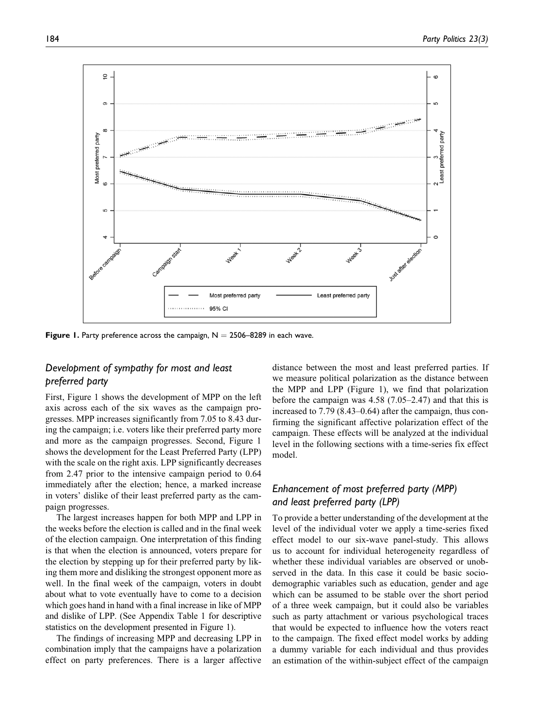**Figure 1.** Party preference across the campaign, N = 2506–8289 in each wave.

## *Development of sympathy for most and least preferred party*

First, Figure 1 shows the development of MPP on the left axis across each of the six waves as the campaign progresses. MPP increases significantly from 7.05 to 8.43 during the campaign; i.e. voters like their preferred party more and more as the campaign progresses. Second, Figure 1 shows the development for the Least Preferred Party (LPP) with the scale on the right axis. LPP significantly decreases from 2.47 prior to the intensive campaign period to 0.64 immediately after the election; hence, a marked increase in voters' dislike of their least preferred party as the campaign progresses.

The largest increases happen for both MPP and LPP in the weeks before the election is called and in the final week of the election campaign. One interpretation of this finding is that when the election is announced, voters prepare for the election by stepping up for their preferred party by liking them more and disliking the strongest opponent more as well. In the final week of the campaign, voters in doubt about what to vote eventually have to come to a decision which goes hand in hand with a final increase in like of MPP and dislike of LPP. (See Appendix Table 1 for descriptive statistics on the development presented in Figure 1).

The findings of increasing MPP and decreasing LPP in combination imply that the campaigns have a polarization effect on party preferences. There is a larger affective distance between the most and least preferred parties. If we measure political polarization as the distance between the MPP and LPP (Figure 1), we find that polarization before the campaign was 4.58 (7.05–2.47) and that this is increased to 7.79 (8.43–0.64) after the campaign, thus confirming the significant affective polarization effect of the campaign. These effects will be analyzed at the individual level in the following sections with a time-series fix effect model.

## *Enhancement of most preferred party (MPP) and least preferred party (LPP)*

To provide a better understanding of the development at the level of the individual voter we apply a time-series fixed effect model to our six-wave panel-study. This allows us to account for individual heterogeneity regardless of whether these individual variables are observed or unobserved in the data. In this case it could be basic socio-demographic variables such as education, gender and age which can be assumed to be stable over the short period of a three week campaign, but it could also be variables such as party attachment or various psychological traces that would be expected to influence how the voters react to the campaign. The fixed effect model works by adding a dummy variable for each individual and thus provides an estimation of the within-subject effect of the campaign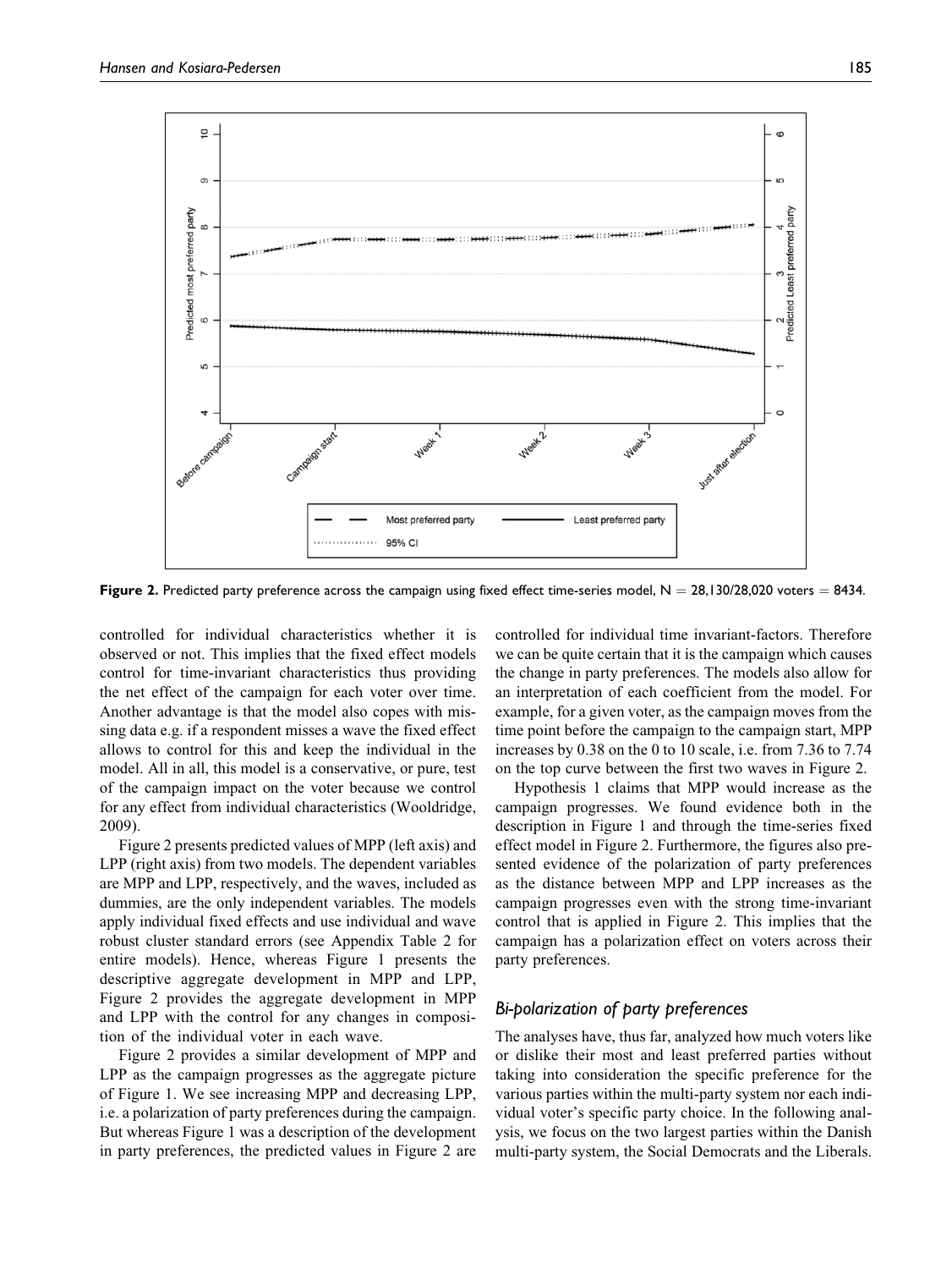**Figure 2.** Predicted party preference across the campaign using fixed effect time-series model, N = 28,130/28,020 voters = 8434.

controlled for individual characteristics whether it is observed or not. This implies that the fixed effect models control for time-invariant characteristics thus providing the net effect of the campaign for each voter over time. Another advantage is that the model also copes with missing data e.g. if a respondent misses a wave the fixed effect allows to control for this and keep the individual in the model. All in all, this model is a conservative, or pure, test of the campaign impact on the voter because we control for any effect from individual characteristics (Wooldridge, 2009).

Figure 2 presents predicted values of MPP (left axis) and LPP (right axis) from two models. The dependent variables are MPP and LPP, respectively, and the waves, included as dummies, are the only independent variables. The models apply individual fixed effects and use individual and wave robust cluster standard errors (see Appendix Table 2 for entire models). Hence, whereas Figure 1 presents the descriptive aggregate development in MPP and LPP, Figure 2 provides the aggregate development in MPP and LPP with the control for any changes in composition of the individual voter in each wave.

Figure 2 provides a similar development of MPP and LPP as the campaign progresses as the aggregate picture of Figure 1. We see increasing MPP and decreasing LPP, i.e. a polarization of party preferences during the campaign. But whereas Figure 1 was a description of the development in party preferences, the predicted values in Figure 2 are controlled for individual time invariant-factors. Therefore we can be quite certain that it is the campaign which causes the change in party preferences. The models also allow for an interpretation of each coefficient from the model. For example, for a given voter, as the campaign moves from the time point before the campaign to the campaign start, MPP increases by 0.38 on the 0 to 10 scale, i.e. from 7.36 to 7.74 on the top curve between the first two waves in Figure 2.

Hypothesis 1 claims that MPP would increase as the campaign progresses. We found evidence both in the description in Figure 1 and through the time-series fixed effect model in Figure 2. Furthermore, the figures also presented evidence of the polarization of party preferences as the distance between MPP and LPP increases as the campaign progresses even with the strong time-invariant control that is applied in Figure 2. This implies that the campaign has a polarization effect on voters across their party preferences.

### *Bi-polarization of party preferences*

The analyses have, thus far, analyzed how much voters like or dislike their most and least preferred parties without taking into consideration the specific preference for the various parties within the multi-party system nor each individual voter's specific party choice. In the following analysis, we focus on the two largest parties within the Danish multi-party system, the Social Democrats and the Liberals.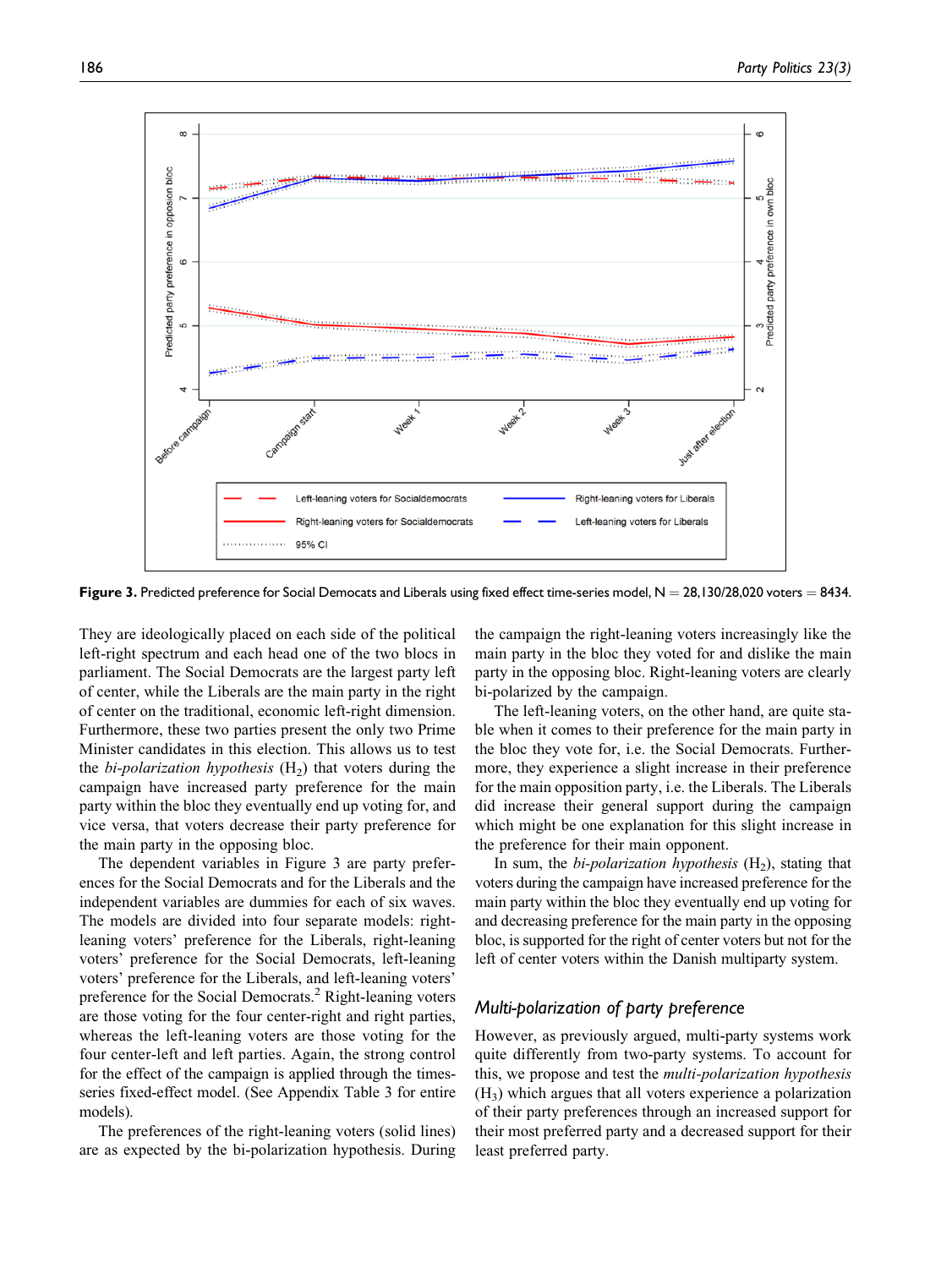**Figure 3.** Predicted preference for Social Democats and Liberals using fixed effect time-series model, N = 28,130/28,020 voters = 8434.

They are ideologically placed on each side of the political left-right spectrum and each head one of the two blocs in parliament. The Social Democrats are the largest party left of center, while the Liberals are the main party in the right of center on the traditional, economic left-right dimension. Furthermore, these two parties present the only two Prime Minister candidates in this election. This allows us to test the *bi-polarization hypothesis* ($H_2$) that voters during the campaign have increased party preference for the main party within the bloc they eventually end up voting for, and vice versa, that voters decrease their party preference for the main party in the opposing bloc.

The dependent variables in Figure 3 are party preferences for the Social Democrats and for the Liberals and the independent variables are dummies for each of six waves. The models are divided into four separate models: right-leaning voters' preference for the Liberals, right-leaning voters' preference for the Social Democrats, left-leaning voters' preference for the Liberals, left-leaning voters' preference for the Social Democrats.[2] Right-leaning voters are those voting for the four center-right and right parties, whereas the left-leaning voters are those voting for the four center-left and left parties. Again, the strong control for the effect of the campaign is applied through the times-series fixed-effect model. (See Appendix Table 3 for entire models).

The preferences of the right-leaning voters (solid lines) are as expected by the bi-polarization hypothesis. During the campaign the right-leaning voters increasingly like the main party in the bloc they voted for and dislike the main party in the opposing bloc. Right-leaning voters are clearly bi-polarized by the campaign.

The left-leaning voters, on the other hand, are quite stable when it comes to their preference for the main party in the bloc they vote for, i.e. the Social Democrats. Furthermore, they experience a slight increase in their preference for the main opposition party, i.e. the Liberals. The Liberals did increase their general support during the campaign which might be one explanation for this slight increase in the preference for their main opponent.

In sum, the *bi-polarization hypothesis* ($H_2$), stating that voters during the campaign have increased preference for the main party within the bloc they eventually end up voting for and decreasing preference for the main party in the opposing bloc, is supported for the right of center voters but not for the left of center voters within the Danish multiparty system.

## *Multi-polarization of party preference*

However, as previously argued, multi-party systems work quite differently from two-party systems. To account for this, we propose and test the *multi-polarization hypothesis* ($H_3$) which argues that all voters experience a polarization of their party preferences through an increased support for their most preferred party and a decreased support for their least preferred party.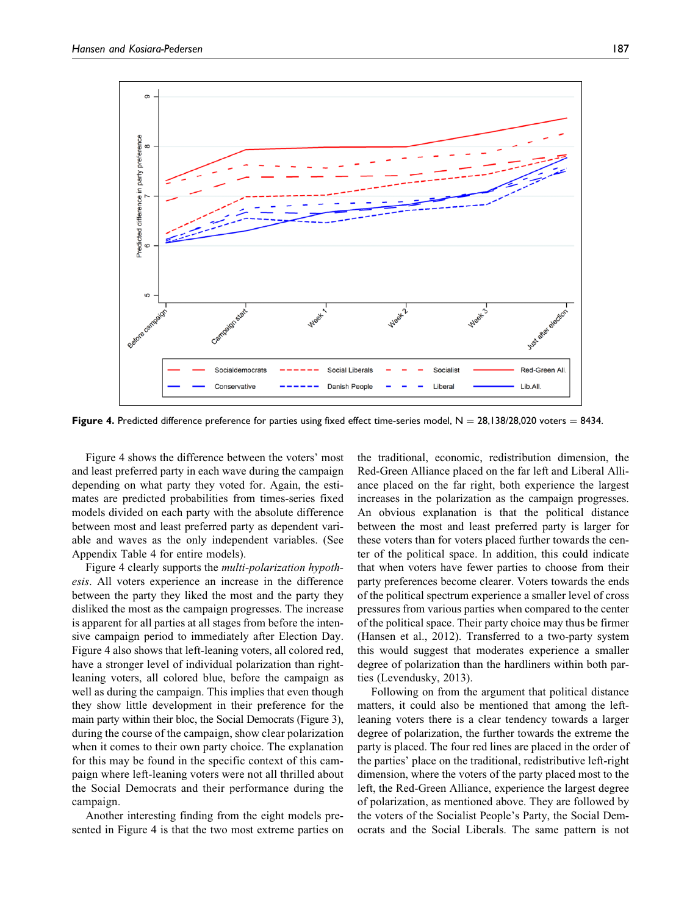**Figure 4.** Predicted difference preference for parties using fixed effect time-series model, N = 28,138/28,020 voters = 8434.

Figure 4 shows the difference between the voters' most and least preferred party in each wave during the campaign depending on what party they voted for. Again, the estimates are predicted probabilities from times-series fixed models divided on each party with the absolute difference between most and least preferred party as dependent variable and waves as the only independent variables. (See Appendix Table 4 for entire models).

Figure 4 clearly supports the *multi-polarization hypothesis*. All voters experience an increase in the difference between the party they liked the most and the party they disliked the most as the campaign progresses. The increase is apparent for all parties at all stages from before the intensive campaign period to immediately after Election Day. Figure 4 also shows that left-leaning voters, all colored red, have a stronger level of individual polarization than right-leaning voters, all colored blue, before the campaign as well as during the campaign. This implies that even though they show little development in their preference for the main party within their bloc, the Social Democrats (Figure 3), during the course of the campaign, show clear polarization when it comes to their own party choice. The explanation for this may be found in the specific context of this campaign where left-leaning voters were not all thrilled about the Social Democrats and their performance during the campaign.

Another interesting finding from the eight models presented in Figure 4 is that the two most extreme parties on the traditional, economic, redistribution dimension, the Red-Green Alliance placed on the far left and Liberal Alliance placed on the far right, both experience the largest increases in the polarization as the campaign progresses. An obvious explanation is that the political distance between the most and least preferred party is larger for these voters than for voters placed further towards the center of the political space. In addition, this could indicate that when voters have fewer parties to choose from their party preferences become clearer. Voters towards the ends of the political spectrum experience a smaller level of cross pressures from various parties when compared to the center of the political space. Their party choice may thus be firmer (Hansen et al., 2012). Transferred to a two-party system this would suggest that moderates experience a smaller degree of polarization than the hardliners within both parties (Levendusky, 2013).

Following on from the argument that political distance matters, it could also be mentioned that among the left-leaning voters there is a clear tendency towards a larger degree of polarization, the further towards the extreme the party is placed. The four red lines are placed in the order of the parties' place on the traditional, redistributive left-right dimension, where the voters of the party placed most to the left, the Red-Green Alliance, experience the largest degree of polarization, as mentioned above. They are followed by the voters of the Socialist People's Party, the Social Democrats and the Social Liberals. The same pattern is not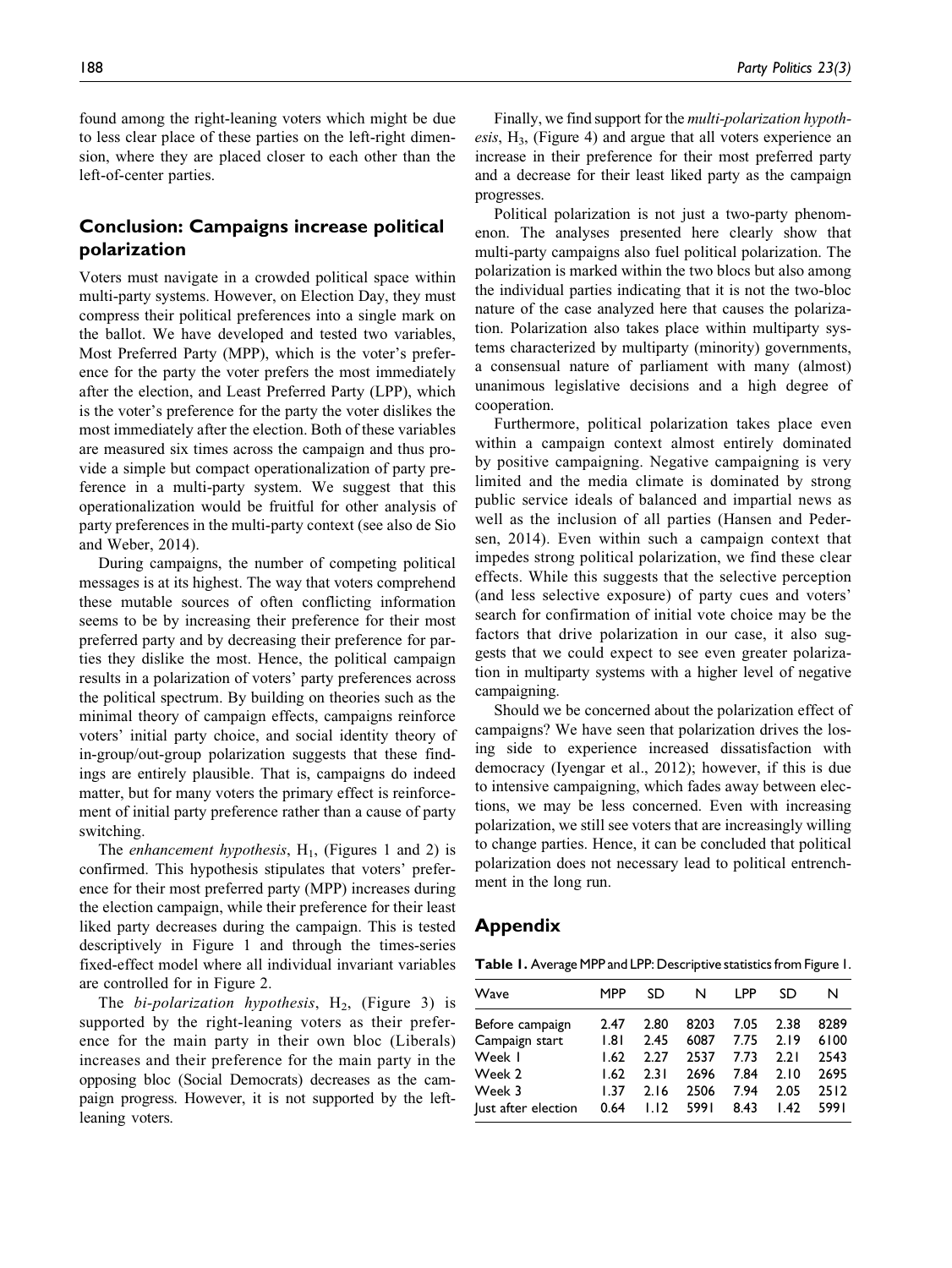found among the right-leaning voters which might be due to less clear place of these parties on the left-right dimension, where they are placed closer to each other than the left-of-center parties.

## Conclusion: Campaigns increase political polarization

Voters must navigate in a crowded political space within multi-party systems. However, on Election Day, they must compress their political preferences into a single mark on the ballot. We have developed and tested two variables, Most Preferred Party (MPP), which is the voter's preference for the party the voter prefers the most immediately after the election, and Least Preferred Party (LPP), which is the voter's preference for the party the voter dislikes the most immediately after the election. Both of these variables are measured six times across the campaign and thus provide a simple but compact operationalization of party preference in a multi-party system. We suggest that this operationalization would be fruitful for other analysis of party preferences in the multi-party context (see also de Sio and Weber, 2014).

During campaigns, the number of competing political messages is at its highest. The way that voters comprehend these mutable sources of often conflicting information seems to be by increasing their preference for their most preferred party and by decreasing their preference for parties they dislike the most. Hence, the political campaign results in a polarization of voters' party preferences across the political spectrum. By building on theories such as the minimal theory of campaign effects, campaigns reinforce voters' initial party choice, and social identity theory of in-group/out-group polarization suggests that these findings are entirely plausible. That is, campaigns do indeed matter, but for many voters the primary effect is reinforcement of initial party preference rather than a cause of party switching.

The *enhancement hypothesis*, $H_1$, (Figures 1 and 2) is confirmed. This hypothesis stipulates that voters' preference for their most preferred party (MPP) increases during the election campaign, while their preference for their least liked party decreases during the campaign. This is tested descriptively in Figure 1 and through the times-series fixed-effect model where all individual invariant variables are controlled for in Figure 2.

The *bi-polarization hypothesis*, $H_2$, (Figure 3) is supported by the right-leaning voters as their preference for the main party in their own bloc (Liberals) increases and their preference for the main party in the opposing bloc (Social Democrats) decreases as the campaign progress. However, it is not supported by the left-leaning voters.

Finally, we find support for the *multi-polarization hypothesis*, $H_3$, (Figure 4) and argue that all voters experience an increase in their preference for their most preferred party and a decrease for their least liked party as the campaign progresses.

Political polarization is not just a two-party phenomenon. The analyses presented here clearly show that multi-party campaigns also fuel political polarization. The polarization is marked within the two blocs but also among the individual parties indicating that it is not the two-bloc nature of the case analyzed here that causes the polarization. Polarization also takes place within multiparty systems characterized by multiparty (minority) governments, a consensual nature of parliament with many (almost) unanimous legislative decisions and a high degree of cooperation.

Furthermore, political polarization takes place even within a campaign context almost entirely dominated by positive campaigning. Negative campaigning is very limited and the media climate is dominated by strong public service ideals of balanced and impartial news as well as the inclusion of all parties (Hansen and Pedersen, 2014). Even within such a campaign context that impedes strong political polarization, we find these clear effects. While this suggests that the selective perception (and less selective exposure) of party cues and voters' search for confirmation of initial vote choice may be the factors that drive polarization in our case, it also suggests that we could expect to see even greater polarization in multiparty systems with a higher level of negative campaigning.

Should we be concerned about the polarization effect of campaigns? We have seen that polarization drives the losing side to experience increased dissatisfaction with democracy (Iyengar et al., 2012); however, if this is due to intensive campaigning, which fades away between elections, we may be less concerned. Even with increasing polarization, we still see voters that are increasingly willing to change parties. Hence, it can be concluded that political polarization does not necessary lead to political entrenchment in the long run.

## Appendix

**Table 1.** Average MPP and LPP: Descriptive statistics from Figure 1.

| Wave | MPP | SD | N | LPP | SD | N |
|---|---|---|---|---|---|---|
| Before campaign | 2.47 | 2.80 | 8203 | 7.05 | 2.38 | 8289 |
| Campaign start | 1.81 | 2.45 | 6087 | 7.75 | 2.19 | 6100 |
| Week 1 | 1.62 | 2.27 | 2537 | 7.73 | 2.21 | 2543 |
| Week 2 | 1.62 | 2.31 | 2696 | 7.84 | 2.10 | 2695 |
| Week 3 | 1.37 | 2.16 | 2506 | 7.94 | 2.05 | 2512 |
| Just after election | 0.64 | 1.12 | 5991 | 8.43 | 1.42 | 5991 |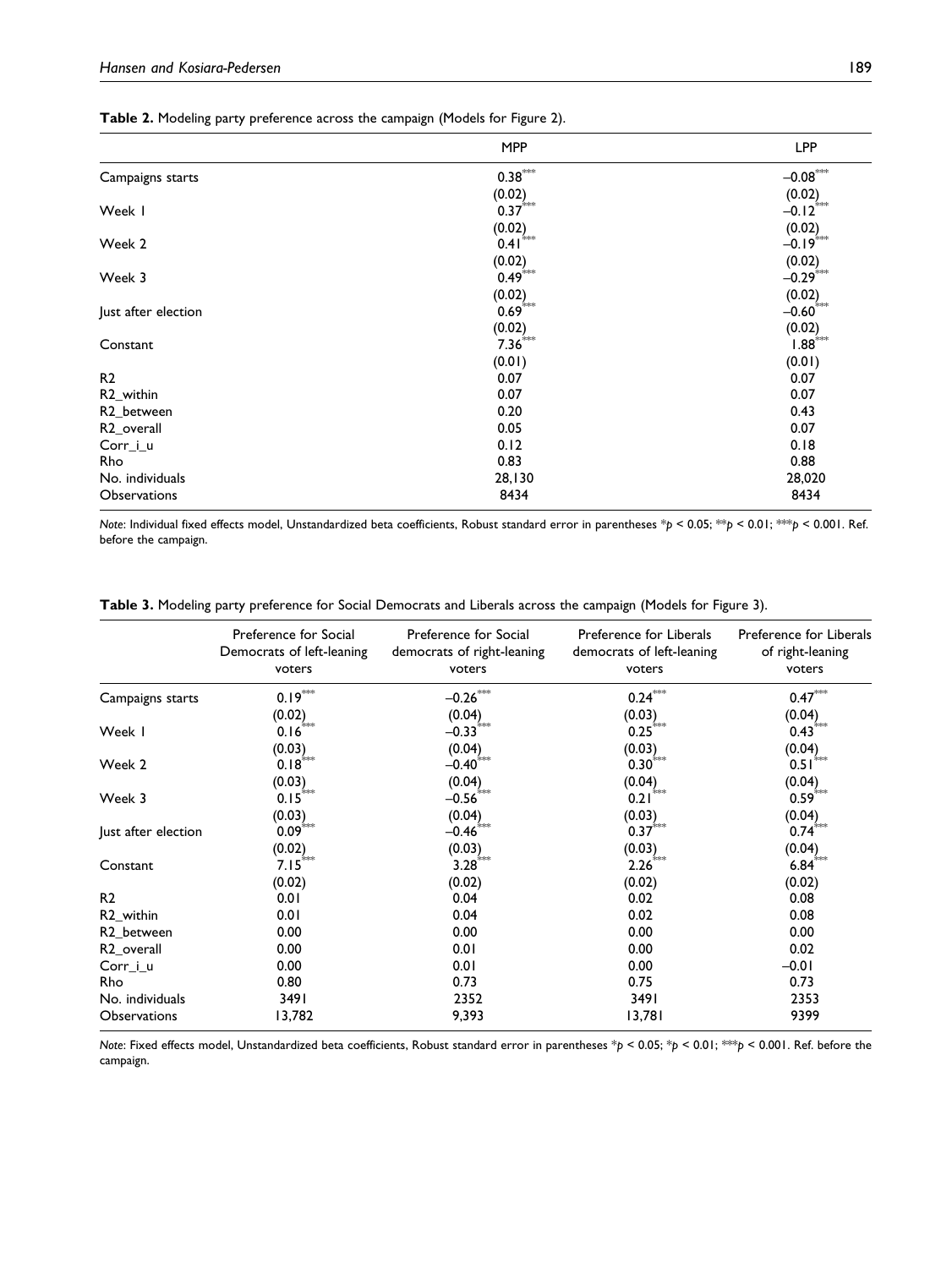**Table 2.** Modeling party preference across the campaign (Models for Figure 2).

| | MPP | LPP |
|---|---|---|
| Campaigns starts | 0.38*** | −0.08*** |
| | (0.02) | (0.02) |
| Week 1 | 0.37*** | −0.12*** |
| | (0.02) | (0.02) |
| Week 2 | 0.41*** | −0.19*** |
| | (0.02) | (0.02) |
| Week 3 | 0.49*** | −0.29*** |
| | (0.02) | (0.02) |
| Just after election | 0.69*** | −0.60*** |
| | (0.02) | (0.02) |
| Constant | 7.36*** | 1.88*** |
| | (0.01) | (0.01) |
| R2 | 0.07 | 0.07 |
| R2_within | 0.07 | 0.07 |
| R2_between | 0.20 | 0.43 |
| R2_overall | 0.05 | 0.07 |
| Corr_i_u | 0.12 | 0.18 |
| Rho | 0.83 | 0.88 |
| No. individuals | 28,130 | 28,020 |
| Observations | 8434 | 8434 |

*Note*: Individual fixed effects model, Unstandardized beta coefficients, Robust standard error in parentheses *$p < 0.05$; **$p < 0.01$; ***$p < 0.001$. Ref. before the campaign.

**Table 3.** Modeling party preference for Social Democrats and Liberals across the campaign (Models for Figure 3).

| | Preference for Social Democrats of left-leaning voters | Preference for Social democrats of right-leaning voters | Preference for Liberals democrats of left-leaning voters | Preference for Liberals of right-leaning voters |
|---|---|---|---|---|
| Campaigns starts | 0.19*** | −0.26*** | 0.24*** | 0.47*** |
| | (0.02) | (0.04) | (0.03) | (0.04) |
| Week 1 | 0.16*** | −0.33*** | 0.25*** | 0.43*** |
| | (0.03) | (0.04) | (0.03) | (0.04) |
| Week 2 | 0.18*** | −0.40*** | 0.30*** | 0.51*** |
| | (0.03) | (0.04) | (0.04) | (0.04) |
| Week 3 | 0.15*** | −0.56*** | 0.21*** | 0.59*** |
| | (0.03) | (0.04) | (0.03) | (0.04) |
| Just after election | 0.09*** | −0.46*** | 0.37*** | 0.74*** |
| | (0.02) | (0.03) | (0.03) | (0.04) |
| Constant | 7.15*** | 3.28*** | 2.26*** | 6.84*** |
| | (0.02) | (0.02) | (0.02) | (0.02) |
| R2 | 0.01 | 0.04 | 0.02 | 0.08 |
| R2_within | 0.01 | 0.04 | 0.02 | 0.08 |
| R2_between | 0.00 | 0.00 | 0.00 | 0.00 |
| R2_overall | 0.00 | 0.01 | 0.00 | 0.02 |
| Corr_i_u | 0.00 | 0.01 | 0.00 | −0.01 |
| Rho | 0.80 | 0.73 | 0.75 | 0.73 |
| No. individuals | 3491 | 2352 | 3491 | 2353 |
| Observations | 13,782 | 9,393 | 13,781 | 9399 |

*Note*: Fixed effects model, Unstandardized beta coefficients, Robust standard error in parentheses *$p < 0.05$; *$p < 0.01$; ***$p < 0.001$. Ref. before the campaign.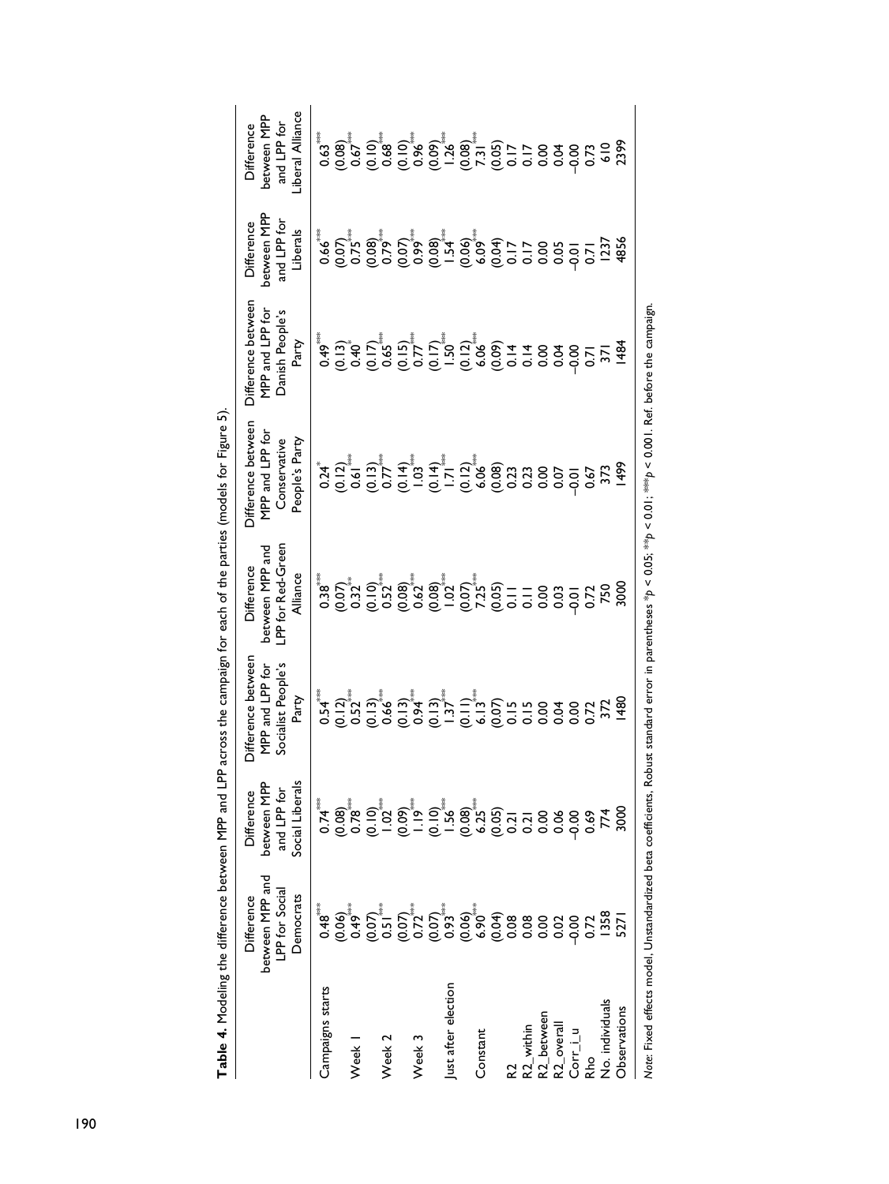**Table 4.** Modeling the difference between MPP and LPP across the campaign for each of the parties (models for Figure 5).

| | Difference between MPP and LPP for Social Democrats | Difference between MPP and LPP for Social Liberals | Difference between MPP and LPP for Socialist People's Party | Difference between MPP and LPP for Red-Green Alliance | Difference between MPP and LPP for Conservative People's Party | Difference between MPP and LPP for Danish People's Party | Difference between MPP and LPP for Liberals | Difference between MPP and LPP for Liberal Alliance |
|---|---|---|---|---|---|---|---|---|
| Campaigns starts | 0.48*** | 0.74*** | 0.54*** | 0.38*** | 0.24* | 0.49*** | 0.66*** | 0.63*** |
| | (0.06) | (0.08) | (0.12) | (0.07) | (0.12) | (0.13) | (0.07) | (0.08) |
| Week 1 | 0.49*** | 0.78*** | 0.52*** | 0.32** | 0.61*** | 0.40* | 0.75*** | 0.67*** |
| | (0.07) | (0.10) | (0.13) | (0.10) | (0.13) | (0.17) | (0.08) | (0.10) |
| Week 2 | 0.51*** | 1.02*** | 0.66*** | 0.52*** | 0.77*** | 0.65*** | 0.79*** | 0.68*** |
| | (0.07) | (0.09) | (0.13) | (0.08) | (0.14) | (0.15) | (0.07) | (0.10) |
| Week 3 | 0.72*** | 1.19*** | 0.94*** | 0.62*** | 1.03*** | 0.77*** | 0.99*** | 0.96*** |
| | (0.07) | (0.10) | (0.13) | (0.08) | (0.14) | (0.17) | (0.08) | (0.09) |
| Just after election | 0.93*** | 1.56*** | 1.37*** | 1.02*** | 1.71*** | 1.50*** | 1.54*** | 1.26*** |
| | (0.06) | (0.08) | (0.11) | (0.07) | (0.12) | (0.12) | (0.06) | (0.08) |
| Constant | 6.90*** | 6.25*** | 6.13*** | 7.25*** | 6.06*** | 6.06*** | 6.09*** | 7.31*** |
| | (0.04) | (0.05) | (0.07) | (0.05) | (0.08) | (0.09) | (0.04) | (0.05) |
| R2 | 0.08 | 0.21 | 0.15 | 0.11 | 0.23 | 0.14 | 0.17 | 0.17 |
| R2_within | 0.08 | 0.21 | 0.15 | 0.11 | 0.23 | 0.14 | 0.17 | 0.17 |
| R2_between | 0.00 | 0.00 | 0.00 | 0.00 | 0.00 | 0.00 | 0.00 | 0.00 |
| R2_overall | 0.02 | 0.06 | 0.04 | 0.03 | 0.07 | 0.04 | 0.05 | 0.04 |
| Corr_i_u | −0.00 | −0.00 | 0.00 | −0.01 | −0.01 | −0.00 | −0.01 | −0.00 |
| Rho | 0.72 | 0.69 | 0.72 | 0.72 | 0.67 | 0.71 | 0.71 | 0.73 |
| No. individuals | 1358 | 774 | 372 | 750 | 373 | 371 | 1237 | 610 |
| Observations | 5271 | 3000 | 1480 | 3000 | 1499 | 1484 | 4856 | 2399 |

*Note*: Fixed effects model, Unstandardized beta coefficients, Robust standard error in parentheses \*$p < 0.05$; \*\*$p < 0.01$; \*\*\*$p < 0.001$. Ref. before the campaign.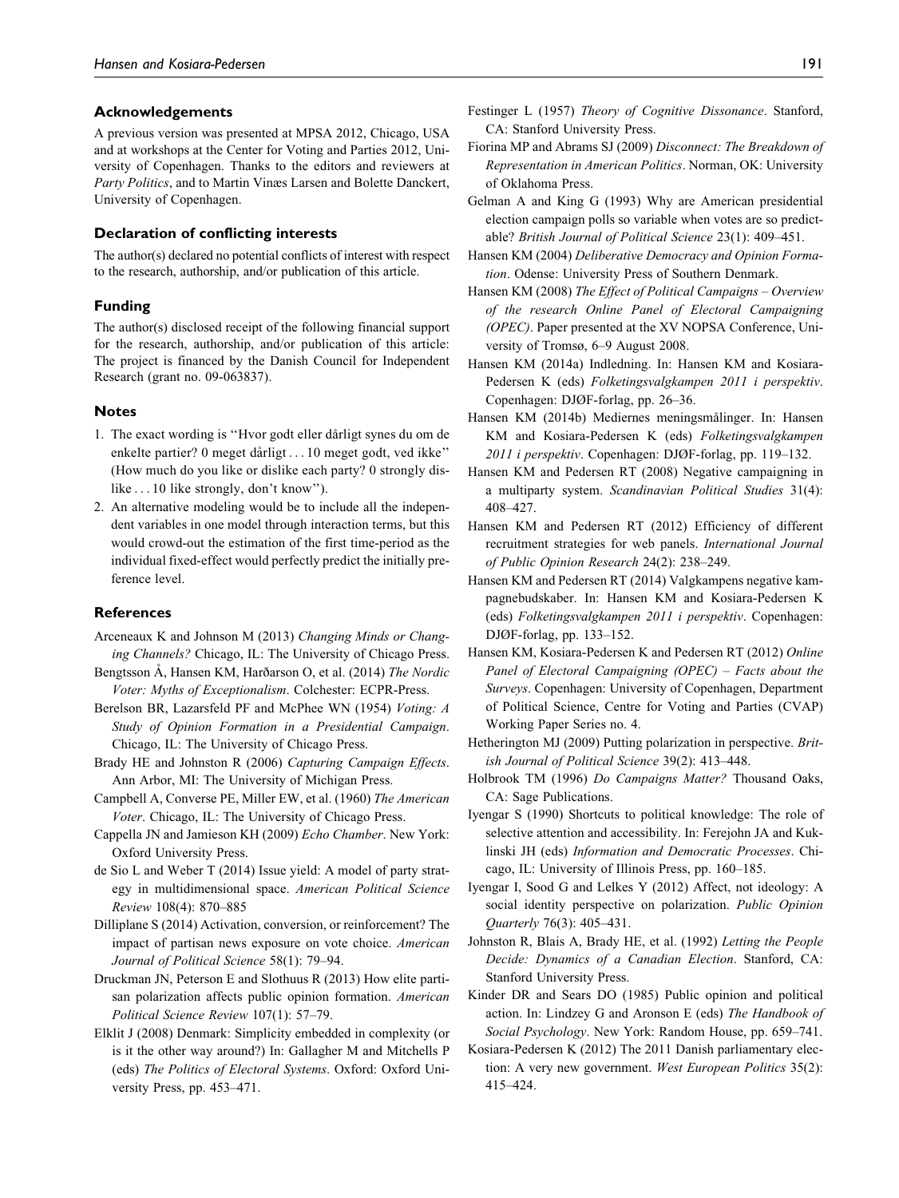## Acknowledgements

A previous version was presented at MPSA 2012, Chicago, USA and at workshops at the Center for Voting and Parties 2012, University of Copenhagen. Thanks to the editors and reviewers at *Party Politics*, and to Martin Vinæs Larsen and Bolette Danckert, University of Copenhagen.

## Declaration of conflicting interests

The author(s) declared no potential conflicts of interest with respect to the research, authorship, and/or publication of this article.

## Funding

The author(s) disclosed receipt of the following financial support for the research, authorship, and/or publication of this article: The project is financed by the Danish Council for Independent Research (grant no. 09-063837).

## Notes

1. The exact wording is ''Hvor godt eller dårligt synes du om de enkelte partier? 0 meget dårligt ... 10 meget godt, ved ikke'' (How much do you like or dislike each party? 0 strongly dislike ... 10 like strongly, don't know'').
2. An alternative modeling would be to include all the independent variables in one model through interaction terms, but this would crowd-out the estimation of the first time-period as the individual fixed-effect would perfectly predict the initially preference level.

## References

Arceneaux K and Johnson M (2013) *Changing Minds or Changing Channels?* Chicago, IL: The University of Chicago Press.

Bengtsson Å, Hansen KM, Harðarson O, et al. (2014) *The Nordic Voter: Myths of Exceptionalism*. Colchester: ECPR-Press.

Berelson BR, Lazarsfeld PF and McPhee WN (1954) *Voting: A Study of Opinion Formation in a Presidential Campaign*. Chicago, IL: The University of Chicago Press.

Brady HE and Johnston R (2006) *Capturing Campaign Effects*. Ann Arbor, MI: The University of Michigan Press.

Campbell A, Converse PE, Miller EW, et al. (1960) *The American Voter*. Chicago, IL: The University of Chicago Press.

Cappella JN and Jamieson KH (2009) *Echo Chamber*. New York: Oxford University Press.

de Sio L and Weber T (2014) Issue yield: A model of party strategy in multidimensional space. *American Political Science Review* 108(4): 870–885

Dilliplane S (2014) Activation, conversion, or reinforcement? The impact of partisan news exposure on vote choice. *American Journal of Political Science* 58(1): 79–94.

Druckman JN, Peterson E and Slothuus R (2013) How elite partisan polarization affects public opinion formation. *American Political Science Review* 107(1): 57–79.

Elklit J (2008) Denmark: Simplicity embedded in complexity (or is it the other way around?) In: Gallagher M and Mitchells P (eds) *The Politics of Electoral Systems*. Oxford: Oxford University Press, pp. 453–471.

Festinger L (1957) *Theory of Cognitive Dissonance*. Stanford, CA: Stanford University Press.

Fiorina MP and Abrams SJ (2009) *Disconnect: The Breakdown of Representation in American Politics*. Norman, OK: University of Oklahoma Press.

Gelman A and King G (1993) Why are American presidential election campaign polls so variable when votes are so predictable? *British Journal of Political Science* 23(1): 409–451.

Hansen KM (2004) *Deliberative Democracy and Opinion Formation*. Odense: University Press of Southern Denmark.

Hansen KM (2008) *The Effect of Political Campaigns – Overview of the research Online Panel of Electoral Campaigning (OPEC)*. Paper presented at the XV NOPSA Conference, University of Tromsø, 6–9 August 2008.

Hansen KM (2014a) Indledning. In: Hansen KM and Kosiara-Pedersen K (eds) *Folketingsvalgkampen 2011 i perspektiv*. Copenhagen: DJØF-forlag, pp. 26–36.

Hansen KM (2014b) Mediernes meningsmålinger. In: Hansen KM and Kosiara-Pedersen K (eds) *Folketingsvalgkampen 2011 i perspektiv*. Copenhagen: DJØF-forlag, pp. 119–132.

Hansen KM and Pedersen RT (2008) Negative campaigning in a multiparty system. *Scandinavian Political Studies* 31(4): 408–427.

Hansen KM and Pedersen RT (2012) Efficiency of different recruitment strategies for web panels. *International Journal of Public Opinion Research* 24(2): 238–249.

Hansen KM and Pedersen RT (2014) Valgkampens negative kampagnebudskaber. In: Hansen KM and Kosiara-Pedersen K (eds) *Folketingsvalgkampen 2011 i perspektiv*. Copenhagen: DJØF-forlag, pp. 133–152.

Hansen KM, Kosiara-Pedersen K and Pedersen RT (2012) *Online Panel of Electoral Campaigning (OPEC) – Facts about the Surveys*. Copenhagen: University of Copenhagen, Department of Political Science, Centre for Voting and Parties (CVAP) Working Paper Series no. 4.

Hetherington MJ (2009) Putting polarization in perspective. *British Journal of Political Science* 39(2): 413–448.

Holbrook TM (1996) *Do Campaigns Matter?* Thousand Oaks, CA: Sage Publications.

Iyengar S (1990) Shortcuts to political knowledge: The role of selective attention and accessibility. In: Ferejohn JA and Kuklinski JH (eds) *Information and Democratic Processes*. Chicago, IL: University of Illinois Press, pp. 160–185.

Iyengar I, Sood G and Lelkes Y (2012) Affect, not ideology: A social identity perspective on polarization. *Public Opinion Quarterly* 76(3): 405–431.

Johnston R, Blais A, Brady HE, et al. (1992) *Letting the People Decide: Dynamics of a Canadian Election*. Stanford, CA: Stanford University Press.

Kinder DR and Sears DO (1985) Public opinion and political action. In: Lindzey G and Aronson E (eds) *The Handbook of Social Psychology*. New York: Random House, pp. 659–741.

Kosiara-Pedersen K (2012) The 2011 Danish parliamentary election: A very new government. *West European Politics* 35(2): 415–424.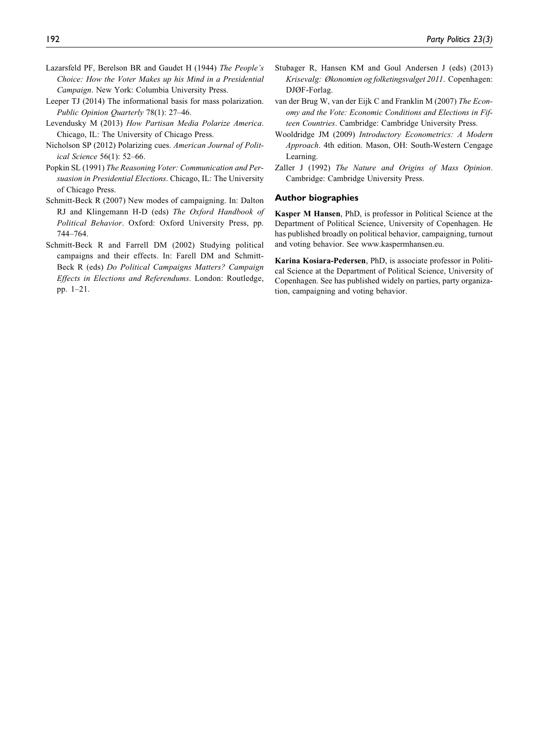Lazarsfeld PF, Berelson BR and Gaudet H (1944) *The People's Choice: How the Voter Makes up his Mind in a Presidential Campaign*. New York: Columbia University Press.

Leeper TJ (2014) The informational basis for mass polarization. *Public Opinion Quarterly* 78(1): 27–46.

Levendusky M (2013) *How Partisan Media Polarize America*. Chicago, IL: The University of Chicago Press.

Nicholson SP (2012) Polarizing cues. *American Journal of Political Science* 56(1): 52–66.

Popkin SL (1991) *The Reasoning Voter: Communication and Persuasion in Presidential Elections*. Chicago, IL: The University of Chicago Press.

Schmitt-Beck R (2007) New modes of campaigning. In: Dalton RJ and Klingemann H-D (eds) *The Oxford Handbook of Political Behavior*. Oxford: Oxford University Press, pp. 744–764.

Schmitt-Beck R and Farrell DM (2002) Studying political campaigns and their effects. In: Farell DM and Schmitt-Beck R (eds) *Do Political Campaigns Matters? Campaign Effects in Elections and Referendums*. London: Routledge, pp. 1–21.

Stubager R, Hansen KM and Goul Andersen J (eds) (2013) *Krisevalg: Økonomien og folketingsvalget 2011*. Copenhagen: DJØF-Forlag.

van der Brug W, van der Eijk C and Franklin M (2007) *The Economy and the Vote: Economic Conditions and Elections in Fifteen Countries*. Cambridge: Cambridge University Press.

Wooldridge JM (2009) *Introductory Econometrics: A Modern Approach*. 4th edition. Mason, OH: South-Western Cengage Learning.

Zaller J (1992) *The Nature and Origins of Mass Opinion*. Cambridge: Cambridge University Press.

## Author biographies

**Kasper M Hansen**, PhD, is professor in Political Science at the Department of Political Science, University of Copenhagen. He has published broadly on political behavior, campaigning, turnout and voting behavior. See www.kaspermhansen.eu.

**Karina Kosiara-Pedersen**, PhD, is associate professor in Political Science at the Department of Political Science, University of Copenhagen. See has published widely on parties, party organization, campaigning and voting behavior.